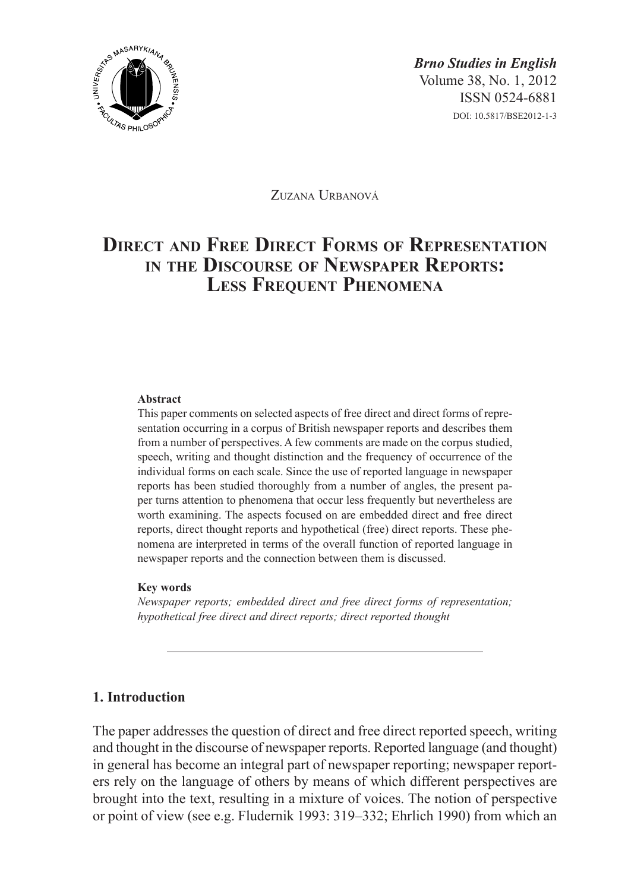*Brno Studies in English*
Volume 38, No. 1, 2012
ISSN 0524-6881
DOI: 10.5817/BSE2012-1-3

Zuzana Urbanová

# Direct and Free Direct Forms of Representation in the Discourse of Newspaper Reports: Less Frequent Phenomena

**Abstract**

This paper comments on selected aspects of free direct and direct forms of representation occurring in a corpus of British newspaper reports and describes them from a number of perspectives. A few comments are made on the corpus studied, speech, writing and thought distinction and the frequency of occurrence of the individual forms on each scale. Since the use of reported language in newspaper reports has been studied thoroughly from a number of angles, the present paper turns attention to phenomena that occur less frequently but nevertheless are worth examining. The aspects focused on are embedded direct and free direct reports, direct thought reports and hypothetical (free) direct reports. These phenomena are interpreted in terms of the overall function of reported language in newspaper reports and the connection between them is discussed.

**Key words**

*Newspaper reports; embedded direct and free direct forms of representation; hypothetical free direct and direct reports; direct reported thought*

## 1. Introduction

The paper addresses the question of direct and free direct reported speech, writing and thought in the discourse of newspaper reports. Reported language (and thought) in general has become an integral part of newspaper reporting; newspaper reporters rely on the language of others by means of which different perspectives are brought into the text, resulting in a mixture of voices. The notion of perspective or point of view (see e.g. Fludernik 1993: 319–332; Ehrlich 1990) from which an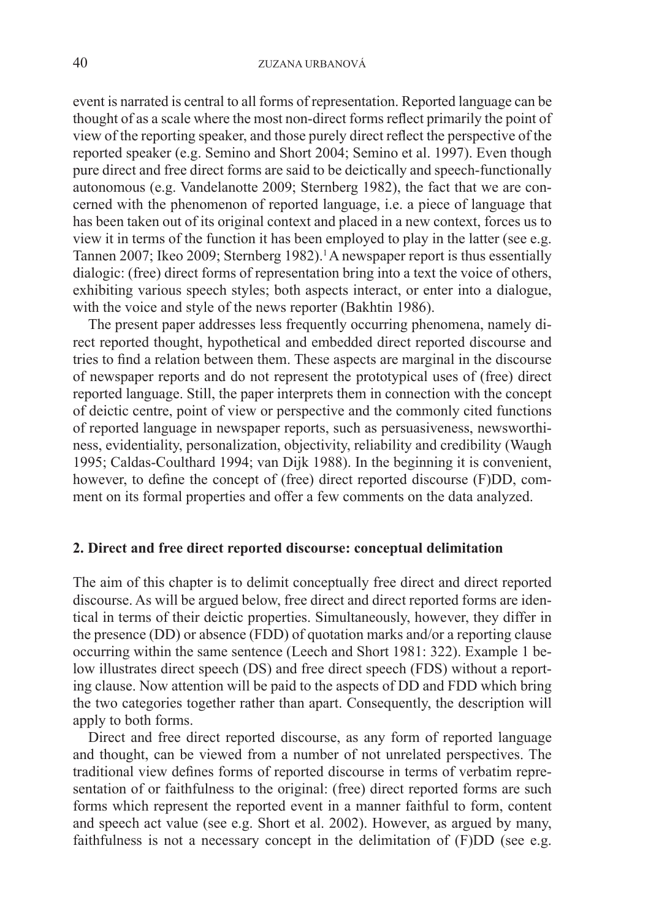event is narrated is central to all forms of representation. Reported language can be thought of as a scale where the most non-direct forms reflect primarily the point of view of the reporting speaker, and those purely direct reflect the perspective of the reported speaker (e.g. Semino and Short 2004; Semino et al. 1997). Even though pure direct and free direct forms are said to be deictically and speech-functionally autonomous (e.g. Vandelanotte 2009; Sternberg 1982), the fact that we are concerned with the phenomenon of reported language, i.e. a piece of language that has been taken out of its original context and placed in a new context, forces us to view it in terms of the function it has been employed to play in the latter (see e.g. Tannen 2007; Ikeo 2009; Sternberg 1982).[1] A newspaper report is thus essentially dialogic: (free) direct forms of representation bring into a text the voice of others, exhibiting various speech styles; both aspects interact, or enter into a dialogue, with the voice and style of the news reporter (Bakhtin 1986).

The present paper addresses less frequently occurring phenomena, namely direct reported thought, hypothetical and embedded direct reported discourse and tries to find a relation between them. These aspects are marginal in the discourse of newspaper reports and do not represent the prototypical uses of (free) direct reported language. Still, the paper interprets them in connection with the concept of deictic centre, point of view or perspective and the commonly cited functions of reported language in newspaper reports, such as persuasiveness, newsworthiness, evidentiality, personalization, objectivity, reliability and credibility (Waugh 1995; Caldas-Coulthard 1994; van Dijk 1988). In the beginning it is convenient, however, to define the concept of (free) direct reported discourse (F)DD, comment on its formal properties and offer a few comments on the data analyzed.

## 2. Direct and free direct reported discourse: conceptual delimitation

The aim of this chapter is to delimit conceptually free direct and direct reported discourse. As will be argued below, free direct and direct reported forms are identical in terms of their deictic properties. Simultaneously, however, they differ in the presence (DD) or absence (FDD) of quotation marks and/or a reporting clause occurring within the same sentence (Leech and Short 1981: 322). Example 1 below illustrates direct speech (DS) and free direct speech (FDS) without a reporting clause. Now attention will be paid to the aspects of DD and FDD which bring the two categories together rather than apart. Consequently, the description will apply to both forms.

Direct and free direct reported discourse, as any form of reported language and thought, can be viewed from a number of not unrelated perspectives. The traditional view defines forms of reported discourse in terms of verbatim representation of or faithfulness to the original: (free) direct reported forms are such forms which represent the reported event in a manner faithful to form, content and speech act value (see e.g. Short et al. 2002). However, as argued by many, faithfulness is not a necessary concept in the delimitation of (F)DD (see e.g.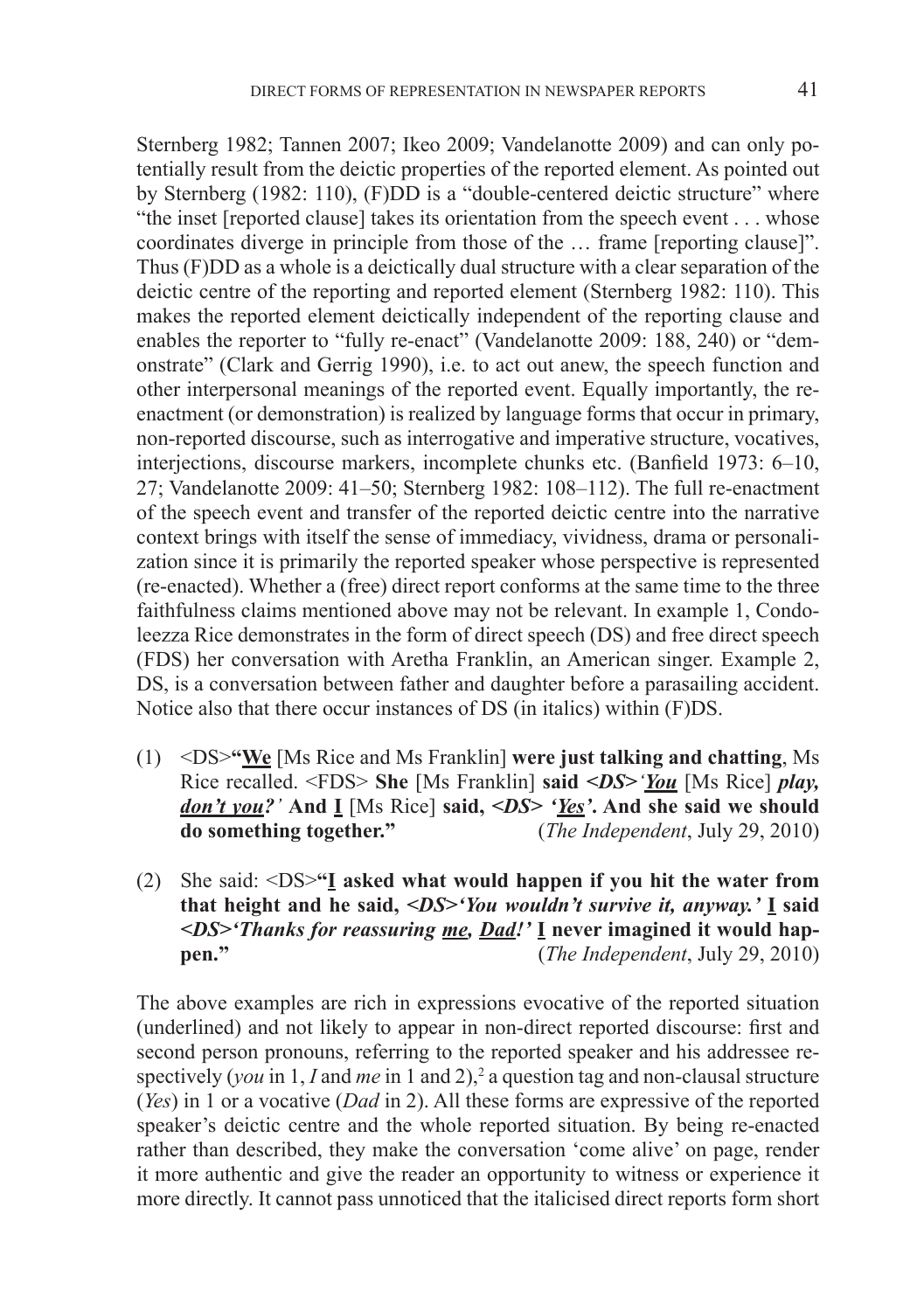Sternberg 1982; Tannen 2007; Ikeo 2009; Vandelanotte 2009) and can only potentially result from the deictic properties of the reported element. As pointed out by Sternberg (1982: 110), (F)DD is a "double-centered deictic structure" where "the inset [reported clause] takes its orientation from the speech event . . . whose coordinates diverge in principle from those of the … frame [reporting clause]". Thus (F)DD as a whole is a deictically dual structure with a clear separation of the deictic centre of the reporting and reported element (Sternberg 1982: 110). This makes the reported element deictically independent of the reporting clause and enables the reporter to "fully re-enact" (Vandelanotte 2009: 188, 240) or "demonstrate" (Clark and Gerrig 1990), i.e. to act out anew, the speech function and other interpersonal meanings of the reported event. Equally importantly, the re-enactment (or demonstration) is realized by language forms that occur in primary, non-reported discourse, such as interrogative and imperative structure, vocatives, interjections, discourse markers, incomplete chunks etc. (Banfield 1973: 6–10, 27; Vandelanotte 2009: 41–50; Sternberg 1982: 108–112). The full re-enactment of the speech event and transfer of the reported deictic centre into the narrative context brings with itself the sense of immediacy, vividness, drama or personalization since it is primarily the reported speaker whose perspective is represented (re-enacted). Whether a (free) direct report conforms at the same time to the three faithfulness claims mentioned above may not be relevant. In example 1, Condoleezza Rice demonstrates in the form of direct speech (DS) and free direct speech (FDS) her conversation with Aretha Franklin, an American singer. Example 2, DS, is a conversation between father and daughter before a parasailing accident. Notice also that there occur instances of DS (in italics) within (F)DS.

(1) <DS>**"<u>We</u>** [Ms Rice and Ms Franklin] **were just talking and chatting**, Ms Rice recalled. <FDS> **She** [Ms Franklin] **said** ***<DS>'<u>You</u>*** [Ms Rice] ***play, <u>don't you?</u>'*** **And <u>I</u>** [Ms Rice] **said,** ***<DS> '<u>Yes</u>'.*** **And she said we should do something together."** (*The Independent*, July 29, 2010)

(2) She said: <DS>**"<u>I</u> asked what would happen if you hit the water from that height and he said,** ***<DS>'You wouldn't survive it, anyway.'*** **<u>I</u> said** ***<DS>'Thanks for reassuring <u>me</u>, <u>Dad</u>!'*** **<u>I</u> never imagined it would happen."** (*The Independent*, July 29, 2010)

The above examples are rich in expressions evocative of the reported situation (underlined) and not likely to appear in non-direct reported discourse: first and second person pronouns, referring to the reported speaker and his addressee respectively (*you* in 1, *I* and *me* in 1 and 2),[2] a question tag and non-clausal structure (*Yes*) in 1 or a vocative (*Dad* in 2). All these forms are expressive of the reported speaker's deictic centre and the whole reported situation. By being re-enacted rather than described, they make the conversation 'come alive' on page, render it more authentic and give the reader an opportunity to witness or experience it more directly. It cannot pass unnoticed that the italicised direct reports form short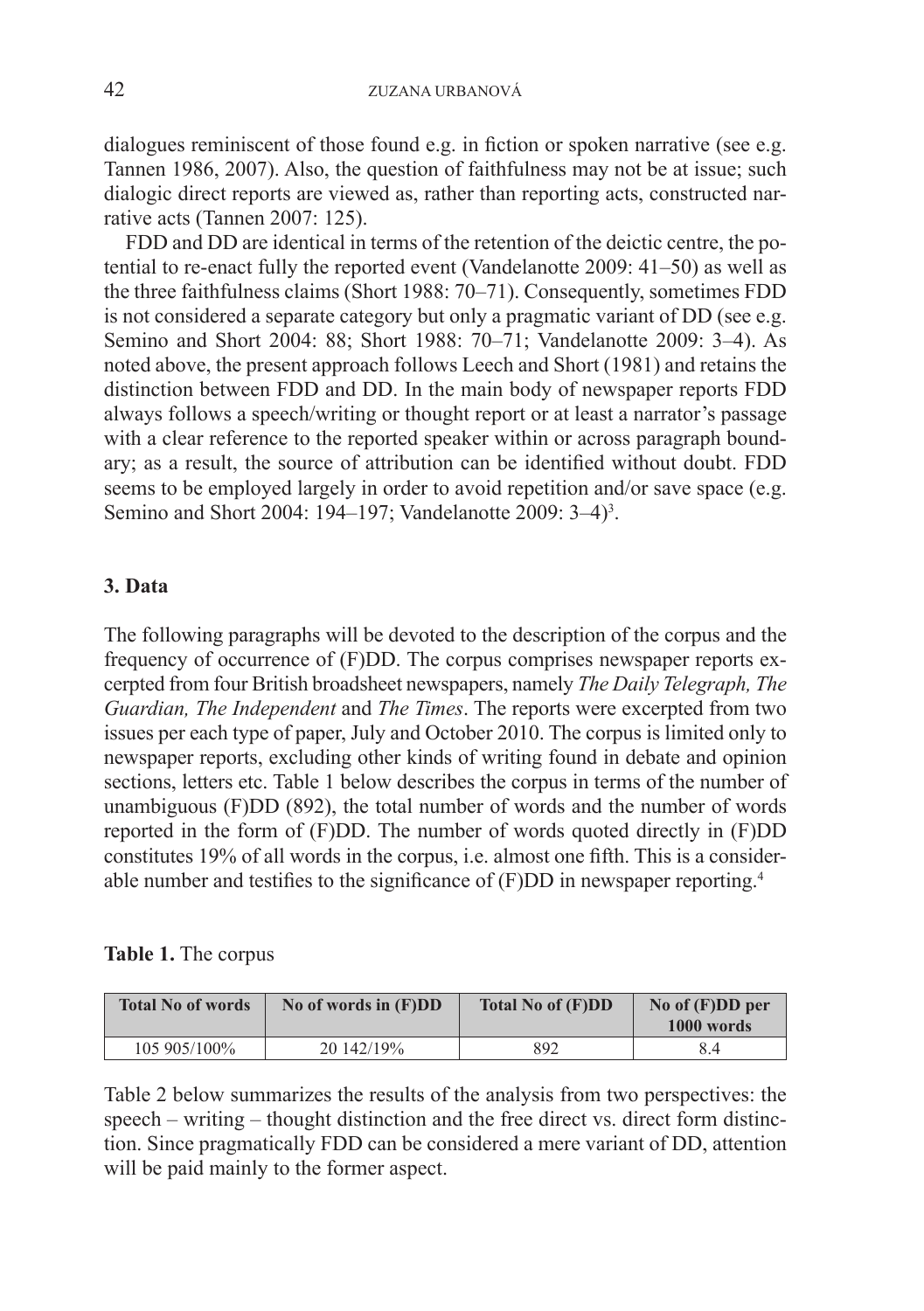dialogues reminiscent of those found e.g. in fiction or spoken narrative (see e.g. Tannen 1986, 2007). Also, the question of faithfulness may not be at issue; such dialogic direct reports are viewed as, rather than reporting acts, constructed narrative acts (Tannen 2007: 125).

FDD and DD are identical in terms of the retention of the deictic centre, the potential to re-enact fully the reported event (Vandelanotte 2009: 41–50) as well as the three faithfulness claims (Short 1988: 70–71). Consequently, sometimes FDD is not considered a separate category but only a pragmatic variant of DD (see e.g. Semino and Short 2004: 88; Short 1988: 70–71; Vandelanotte 2009: 3–4). As noted above, the present approach follows Leech and Short (1981) and retains the distinction between FDD and DD. In the main body of newspaper reports FDD always follows a speech/writing or thought report or at least a narrator's passage with a clear reference to the reported speaker within or across paragraph boundary; as a result, the source of attribution can be identified without doubt. FDD seems to be employed largely in order to avoid repetition and/or save space (e.g. Semino and Short 2004: 194–197; Vandelanotte 2009: 3–4)[3].

## 3. Data

The following paragraphs will be devoted to the description of the corpus and the frequency of occurrence of (F)DD. The corpus comprises newspaper reports excerpted from four British broadsheet newspapers, namely *The Daily Telegraph, The Guardian, The Independent* and *The Times*. The reports were excerpted from two issues per each type of paper, July and October 2010. The corpus is limited only to newspaper reports, excluding other kinds of writing found in debate and opinion sections, letters etc. Table 1 below describes the corpus in terms of the number of unambiguous (F)DD (892), the total number of words and the number of words reported in the form of (F)DD. The number of words quoted directly in (F)DD constitutes 19% of all words in the corpus, i.e. almost one fifth. This is a considerable number and testifies to the significance of (F)DD in newspaper reporting.[4]

**Table 1.** The corpus

| Total No of words | No of words in (F)DD | Total No of (F)DD | No of (F)DD per 1000 words |
|---|---|---|---|
| 105 905/100% | 20 142/19% | 892 | 8.4 |

Table 2 below summarizes the results of the analysis from two perspectives: the speech – writing – thought distinction and the free direct vs. direct form distinction. Since pragmatically FDD can be considered a mere variant of DD, attention will be paid mainly to the former aspect.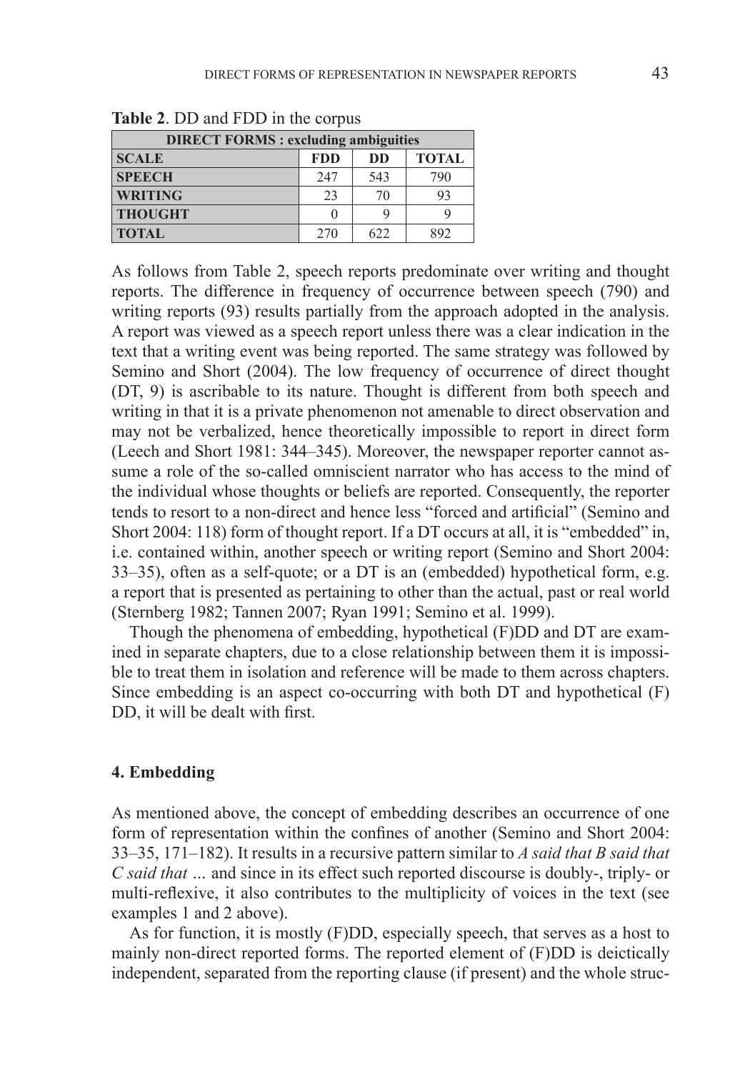**Table 2**. DD and FDD in the corpus

| DIRECT FORMS : excluding ambiguities | | | |
|---|---|---|---|
| **SCALE** | **FDD** | **DD** | **TOTAL** |
| **SPEECH** | 247 | 543 | 790 |
| **WRITING** | 23 | 70 | 93 |
| **THOUGHT** | 0 | 9 | 9 |
| **TOTAL** | 270 | 622 | 892 |

As follows from Table 2, speech reports predominate over writing and thought reports. The difference in frequency of occurrence between speech (790) and writing reports (93) results partially from the approach adopted in the analysis. A report was viewed as a speech report unless there was a clear indication in the text that a writing event was being reported. The same strategy was followed by Semino and Short (2004). The low frequency of occurrence of direct thought (DT, 9) is ascribable to its nature. Thought is different from both speech and writing in that it is a private phenomenon not amenable to direct observation and may not be verbalized, hence theoretically impossible to report in direct form (Leech and Short 1981: 344–345). Moreover, the newspaper reporter cannot assume a role of the so-called omniscient narrator who has access to the mind of the individual whose thoughts or beliefs are reported. Consequently, the reporter tends to resort to a non-direct and hence less "forced and artificial" (Semino and Short 2004: 118) form of thought report. If a DT occurs at all, it is "embedded" in, i.e. contained within, another speech or writing report (Semino and Short 2004: 33–35), often as a self-quote; or a DT is an (embedded) hypothetical form, e.g. a report that is presented as pertaining to other than the actual, past or real world (Sternberg 1982; Tannen 2007; Ryan 1991; Semino et al. 1999).

Though the phenomena of embedding, hypothetical (F)DD and DT are examined in separate chapters, due to a close relationship between them it is impossible to treat them in isolation and reference will be made to them across chapters. Since embedding is an aspect co-occurring with both DT and hypothetical (F)DD, it will be dealt with first.

## 4. Embedding

As mentioned above, the concept of embedding describes an occurrence of one form of representation within the confines of another (Semino and Short 2004: 33–35, 171–182). It results in a recursive pattern similar to *A said that B said that C said that …* and since in its effect such reported discourse is doubly-, triply- or multi-reflexive, it also contributes to the multiplicity of voices in the text (see examples 1 and 2 above).

As for function, it is mostly (F)DD, especially speech, that serves as a host to mainly non-direct reported forms. The reported element of (F)DD is deictically independent, separated from the reporting clause (if present) and the whole struc-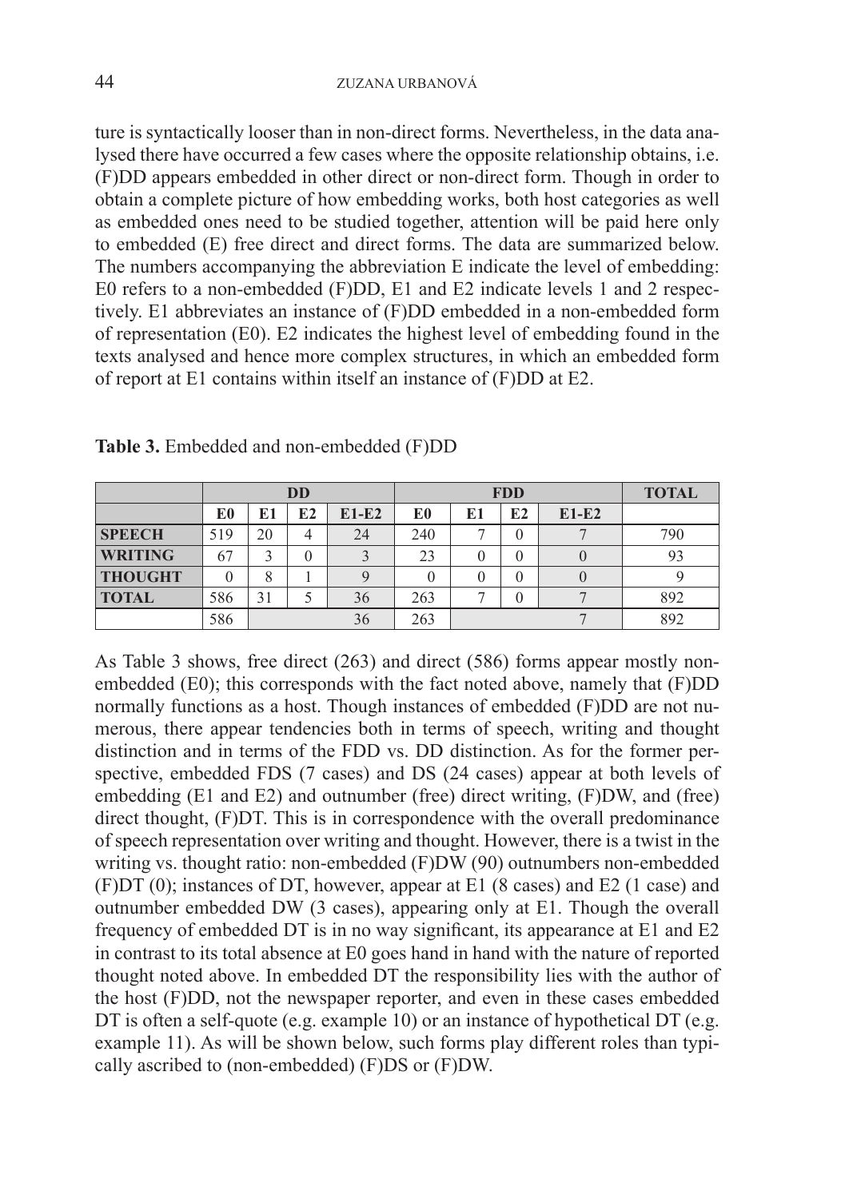ture is syntactically looser than in non-direct forms. Nevertheless, in the data analysed there have occurred a few cases where the opposite relationship obtains, i.e. (F)DD appears embedded in other direct or non-direct form. Though in order to obtain a complete picture of how embedding works, both host categories as well as embedded ones need to be studied together, attention will be paid here only to embedded (E) free direct and direct forms. The data are summarized below. The numbers accompanying the abbreviation E indicate the level of embedding: E0 refers to a non-embedded (F)DD, E1 and E2 indicate levels 1 and 2 respectively. E1 abbreviates an instance of (F)DD embedded in a non-embedded form of representation (E0). E2 indicates the highest level of embedding found in the texts analysed and hence more complex structures, in which an embedded form of report at E1 contains within itself an instance of (F)DD at E2.

**Table 3.** Embedded and non-embedded (F)DD

| | DD | | | | FDD | | | | TOTAL |
|---|---|---|---|---|---|---|---|---|---|
| | E0 | E1 | E2 | E1-E2 | E0 | E1 | E2 | E1-E2 | |
| **SPEECH** | 519 | 20 | 4 | 24 | 240 | 7 | 0 | 7 | 790 |
| **WRITING** | 67 | 3 | 0 | 3 | 23 | 0 | 0 | 0 | 93 |
| **THOUGHT** | 0 | 8 | 1 | 9 | 0 | 0 | 0 | 0 | 9 |
| **TOTAL** | 586 | 31 | 5 | 36 | 263 | 7 | 0 | 7 | 892 |
| | 586 | | | 36 | 263 | | | 7 | 892 |

As Table 3 shows, free direct (263) and direct (586) forms appear mostly non-embedded (E0); this corresponds with the fact noted above, namely that (F)DD normally functions as a host. Though instances of embedded (F)DD are not numerous, there appear tendencies both in terms of speech, writing and thought distinction and in terms of the FDD vs. DD distinction. As for the former perspective, embedded FDS (7 cases) and DS (24 cases) appear at both levels of embedding (E1 and E2) and outnumber (free) direct writing, (F)DW, and (free) direct thought, (F)DT. This is in correspondence with the overall predominance of speech representation over writing and thought. However, there is a twist in the writing vs. thought ratio: non-embedded (F)DW (90) outnumbers non-embedded (F)DT (0); instances of DT, however, appear at E1 (8 cases) and E2 (1 case) and outnumber embedded DW (3 cases), appearing only at E1. Though the overall frequency of embedded DT is in no way significant, its appearance at E1 and E2 in contrast to its total absence at E0 goes hand in hand with the nature of reported thought noted above. In embedded DT the responsibility lies with the author of the host (F)DD, not the newspaper reporter, and even in these cases embedded DT is often a self-quote (e.g. example 10) or an instance of hypothetical DT (e.g. example 11). As will be shown below, such forms play different roles than typically ascribed to (non-embedded) (F)DS or (F)DW.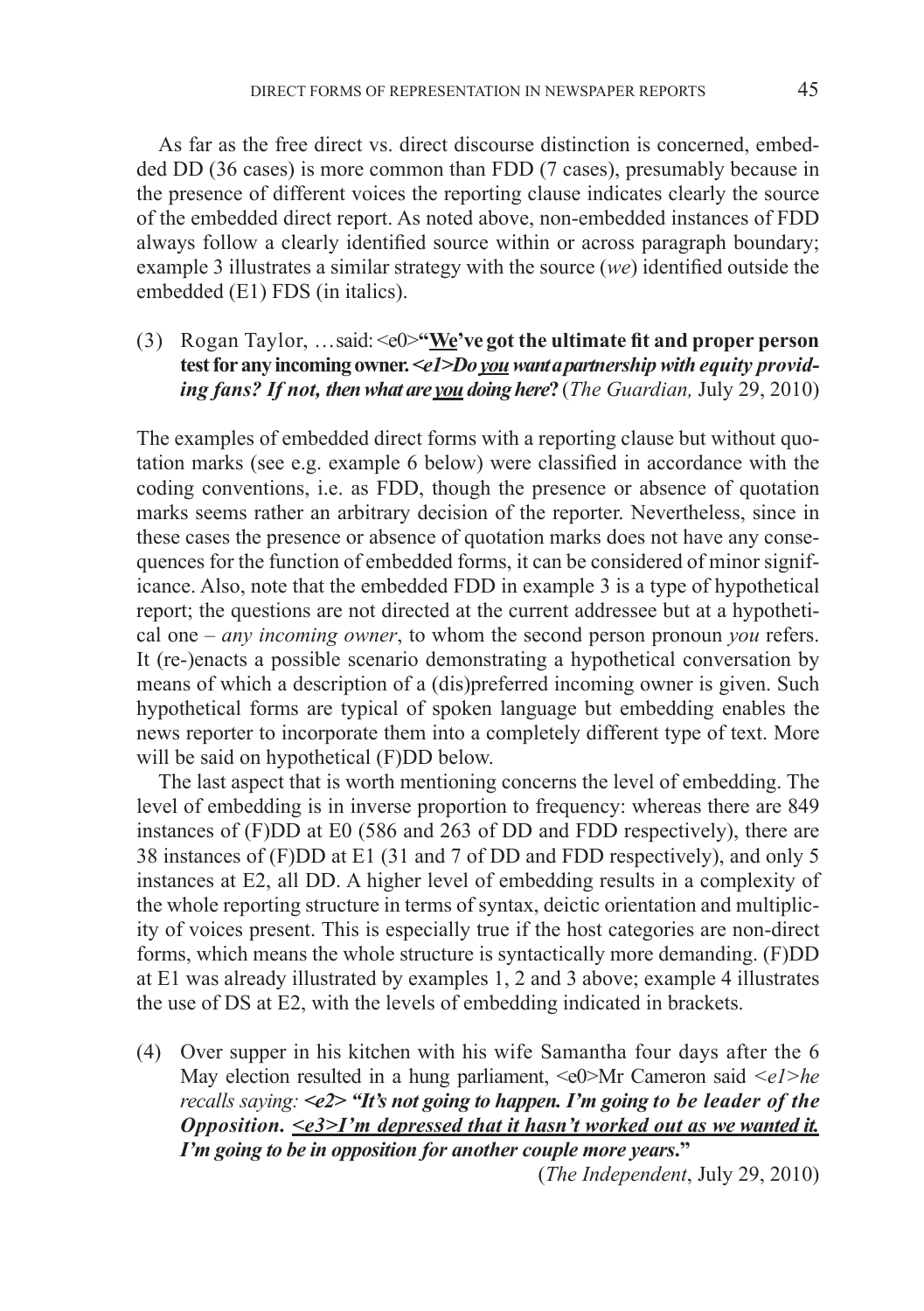As far as the free direct vs. direct discourse distinction is concerned, embedded DD (36 cases) is more common than FDD (7 cases), presumably because in the presence of different voices the reporting clause indicates clearly the source of the embedded direct report. As noted above, non-embedded instances of FDD always follow a clearly identified source within or across paragraph boundary; example 3 illustrates a similar strategy with the source (*we*) identified outside the embedded (E1) FDS (in italics).

(3) Rogan Taylor, …said: <e0>**"<u>We</u>'ve got the ultimate fit and proper person test for any incoming owner. *<e1>Do <u>you</u> want a partnership with equity providing fans? If not, then what are <u>you</u> doing here*?"** (*The Guardian,* July 29, 2010)

The examples of embedded direct forms with a reporting clause but without quotation marks (see e.g. example 6 below) were classified in accordance with the coding conventions, i.e. as FDD, though the presence or absence of quotation marks seems rather an arbitrary decision of the reporter. Nevertheless, since in these cases the presence or absence of quotation marks does not have any consequences for the function of embedded forms, it can be considered of minor significance. Also, note that the embedded FDD in example 3 is a type of hypothetical report; the questions are not directed at the current addressee but at a hypothetical one – *any incoming owner*, to whom the second person pronoun *you* refers. It (re-)enacts a possible scenario demonstrating a hypothetical conversation by means of which a description of a (dis)preferred incoming owner is given. Such hypothetical forms are typical of spoken language but embedding enables the news reporter to incorporate them into a completely different type of text. More will be said on hypothetical (F)DD below.

The last aspect that is worth mentioning concerns the level of embedding. The level of embedding is in inverse proportion to frequency: whereas there are 849 instances of (F)DD at E0 (586 and 263 of DD and FDD respectively), there are 38 instances of (F)DD at E1 (31 and 7 of DD and FDD respectively), and only 5 instances at E2, all DD. A higher level of embedding results in a complexity of the whole reporting structure in terms of syntax, deictic orientation and multiplicity of voices present. This is especially true if the host categories are non-direct forms, which means the whole structure is syntactically more demanding. (F)DD at E1 was already illustrated by examples 1, 2 and 3 above; example 4 illustrates the use of DS at E2, with the levels of embedding indicated in brackets.

(4) Over supper in his kitchen with his wife Samantha four days after the 6 May election resulted in a hung parliament, <e0>Mr Cameron said *<e1>he recalls saying:* ***<e2> "It's not going to happen. I'm going to be leader of the Opposition. <u><e3>I'm depressed that it hasn't worked out as we wanted it. I'm going to be in opposition for another couple more years</u>."***

(*The Independent*, July 29, 2010)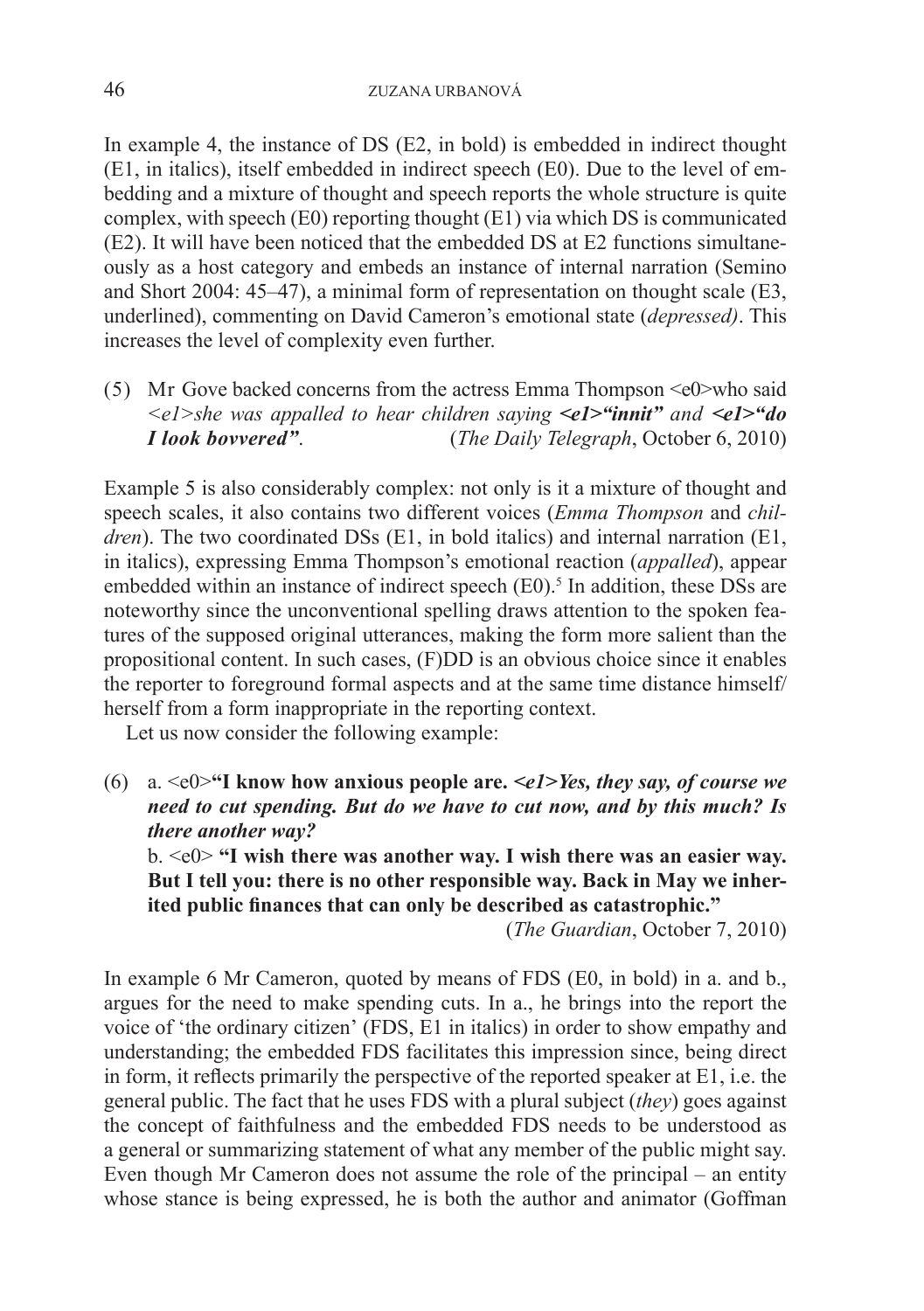In example 4, the instance of DS (E2, in bold) is embedded in indirect thought (E1, in italics), itself embedded in indirect speech (E0). Due to the level of embedding and a mixture of thought and speech reports the whole structure is quite complex, with speech (E0) reporting thought (E1) via which DS is communicated (E2). It will have been noticed that the embedded DS at E2 functions simultaneously as a host category and embeds an instance of internal narration (Semino and Short 2004: 45–47), a minimal form of representation on thought scale (E3, underlined), commenting on David Cameron's emotional state (*depressed)*. This increases the level of complexity even further.

(5) Mr Gove backed concerns from the actress Emma Thompson <e0>who said *<e1>she was appalled to hear children saying* ***<e1>"innit"*** *and* ***<e1>"do I look bovvered"***. (*The Daily Telegraph*, October 6, 2010)

Example 5 is also considerably complex: not only is it a mixture of thought and speech scales, it also contains two different voices (*Emma Thompson* and *children*). The two coordinated DSs (E1, in bold italics) and internal narration (E1, in italics), expressing Emma Thompson's emotional reaction (*appalled*), appear embedded within an instance of indirect speech (E0).[5] In addition, these DSs are noteworthy since the unconventional spelling draws attention to the spoken features of the supposed original utterances, making the form more salient than the propositional content. In such cases, (F)DD is an obvious choice since it enables the reporter to foreground formal aspects and at the same time distance himself/herself from a form inappropriate in the reporting context.

Let us now consider the following example:

(6) a. <e0>**"I know how anxious people are.** ***<e1>Yes, they say, of course we need to cut spending. But do we have to cut now, and by this much? Is there another way?***

b. <e0> **"I wish there was another way. I wish there was an easier way. But I tell you: there is no other responsible way. Back in May we inherited public finances that can only be described as catastrophic."**

(*The Guardian*, October 7, 2010)

In example 6 Mr Cameron, quoted by means of FDS (E0, in bold) in a. and b., argues for the need to make spending cuts. In a., he brings into the report the voice of 'the ordinary citizen' (FDS, E1 in italics) in order to show empathy and understanding; the embedded FDS facilitates this impression since, being direct in form, it reflects primarily the perspective of the reported speaker at E1, i.e. the general public. The fact that he uses FDS with a plural subject (*they*) goes against the concept of faithfulness and the embedded FDS needs to be understood as a general or summarizing statement of what any member of the public might say. Even though Mr Cameron does not assume the role of the principal – an entity whose stance is being expressed, he is both the author and animator (Goffman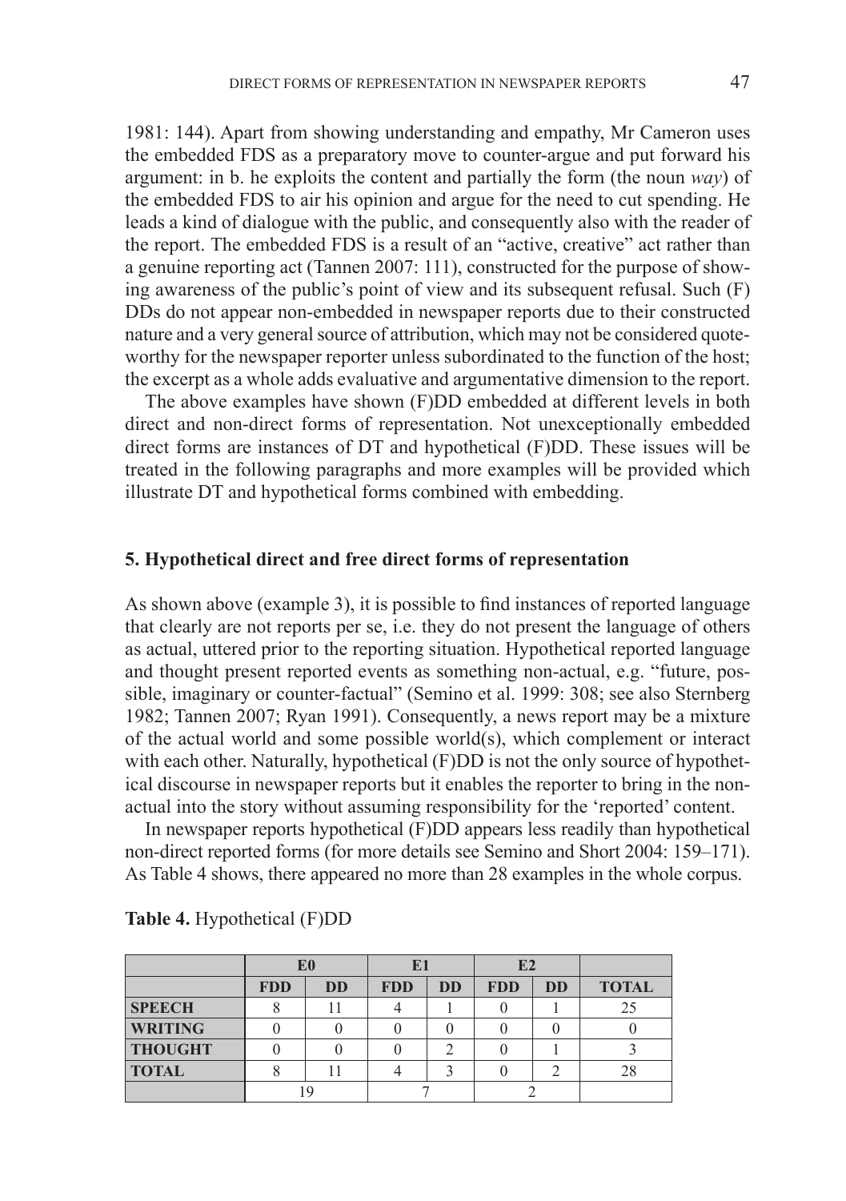1981: 144). Apart from showing understanding and empathy, Mr Cameron uses the embedded FDS as a preparatory move to counter-argue and put forward his argument: in b. he exploits the content and partially the form (the noun *way*) of the embedded FDS to air his opinion and argue for the need to cut spending. He leads a kind of dialogue with the public, and consequently also with the reader of the report. The embedded FDS is a result of an "active, creative" act rather than a genuine reporting act (Tannen 2007: 111), constructed for the purpose of showing awareness of the public's point of view and its subsequent refusal. Such (F) DDs do not appear non-embedded in newspaper reports due to their constructed nature and a very general source of attribution, which may not be considered quoteworthy for the newspaper reporter unless subordinated to the function of the host; the excerpt as a whole adds evaluative and argumentative dimension to the report.

The above examples have shown (F)DD embedded at different levels in both direct and non-direct forms of representation. Not unexceptionally embedded direct forms are instances of DT and hypothetical (F)DD. These issues will be treated in the following paragraphs and more examples will be provided which illustrate DT and hypothetical forms combined with embedding.

## 5. Hypothetical direct and free direct forms of representation

As shown above (example 3), it is possible to find instances of reported language that clearly are not reports per se, i.e. they do not present the language of others as actual, uttered prior to the reporting situation. Hypothetical reported language and thought present reported events as something non-actual, e.g. "future, possible, imaginary or counter-factual" (Semino et al. 1999: 308; see also Sternberg 1982; Tannen 2007; Ryan 1991). Consequently, a news report may be a mixture of the actual world and some possible world(s), which complement or interact with each other. Naturally, hypothetical (F)DD is not the only source of hypothetical discourse in newspaper reports but it enables the reporter to bring in the non-actual into the story without assuming responsibility for the 'reported' content.

In newspaper reports hypothetical (F)DD appears less readily than hypothetical non-direct reported forms (for more details see Semino and Short 2004: 159–171). As Table 4 shows, there appeared no more than 28 examples in the whole corpus.

**Table 4.** Hypothetical (F)DD

| | E0 | | E1 | | E2 | | |
|---|---|---|---|---|---|---|---|
| | **FDD** | **DD** | **FDD** | **DD** | **FDD** | **DD** | **TOTAL** |
| **SPEECH** | 8 | 11 | 4 | 1 | 0 | 1 | 25 |
| **WRITING** | 0 | 0 | 0 | 0 | 0 | 0 | 0 |
| **THOUGHT** | 0 | 0 | 0 | 2 | 0 | 1 | 3 |
| **TOTAL** | 8 | 11 | 4 | 3 | 0 | 2 | 28 |
| | 19 | | 7 | | 2 | | |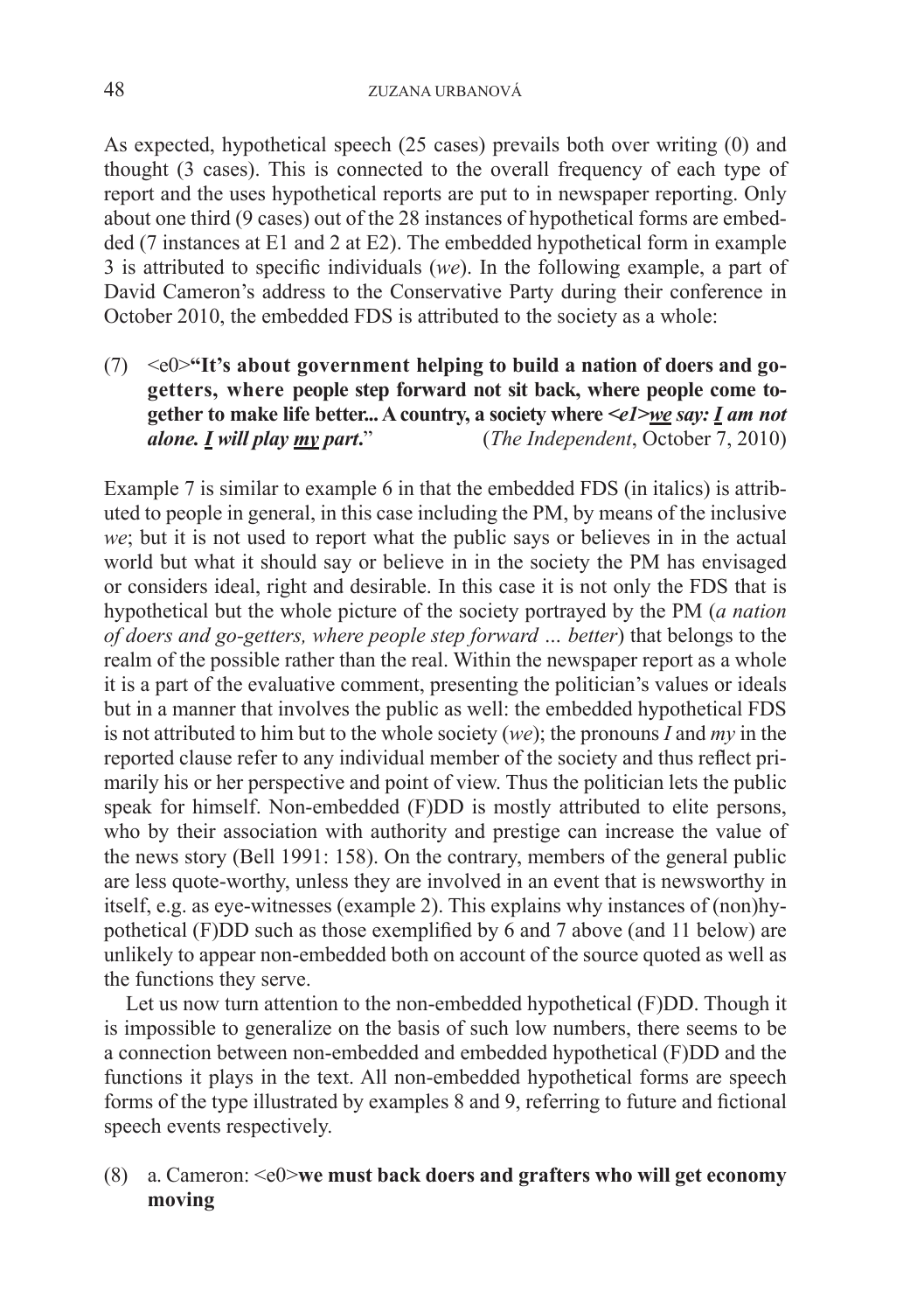As expected, hypothetical speech (25 cases) prevails both over writing (0) and thought (3 cases). This is connected to the overall frequency of each type of report and the uses hypothetical reports are put to in newspaper reporting. Only about one third (9 cases) out of the 28 instances of hypothetical forms are embedded (7 instances at E1 and 2 at E2). The embedded hypothetical form in example 3 is attributed to specific individuals (*we*). In the following example, a part of David Cameron's address to the Conservative Party during their conference in October 2010, the embedded FDS is attributed to the society as a whole:

(7) <e0>**"It's about government helping to build a nation of doers and go-getters, where people step forward not sit back, where people come together to make life better... A country, a society where *<e1>we say: I am not alone. I will play my part.*"** (*The Independent*, October 7, 2010)

Example 7 is similar to example 6 in that the embedded FDS (in italics) is attributed to people in general, in this case including the PM, by means of the inclusive *we*; but it is not used to report what the public says or believes in in the actual world but what it should say or believe in in the society the PM has envisaged or considers ideal, right and desirable. In this case it is not only the FDS that is hypothetical but the whole picture of the society portrayed by the PM (*a nation of doers and go-getters, where people step forward … better*) that belongs to the realm of the possible rather than the real. Within the newspaper report as a whole it is a part of the evaluative comment, presenting the politician's values or ideals but in a manner that involves the public as well: the embedded hypothetical FDS is not attributed to him but to the whole society (*we*); the pronouns *I* and *my* in the reported clause refer to any individual member of the society and thus reflect primarily his or her perspective and point of view. Thus the politician lets the public speak for himself. Non-embedded (F)DD is mostly attributed to elite persons, who by their association with authority and prestige can increase the value of the news story (Bell 1991: 158). On the contrary, members of the general public are less quote-worthy, unless they are involved in an event that is newsworthy in itself, e.g. as eye-witnesses (example 2). This explains why instances of (non)hypothetical (F)DD such as those exemplified by 6 and 7 above (and 11 below) are unlikely to appear non-embedded both on account of the source quoted as well as the functions they serve.

Let us now turn attention to the non-embedded hypothetical (F)DD. Though it is impossible to generalize on the basis of such low numbers, there seems to be a connection between non-embedded and embedded hypothetical (F)DD and the functions it plays in the text. All non-embedded hypothetical forms are speech forms of the type illustrated by examples 8 and 9, referring to future and fictional speech events respectively.

(8) a. Cameron: <e0>**we must back doers and grafters who will get economy moving**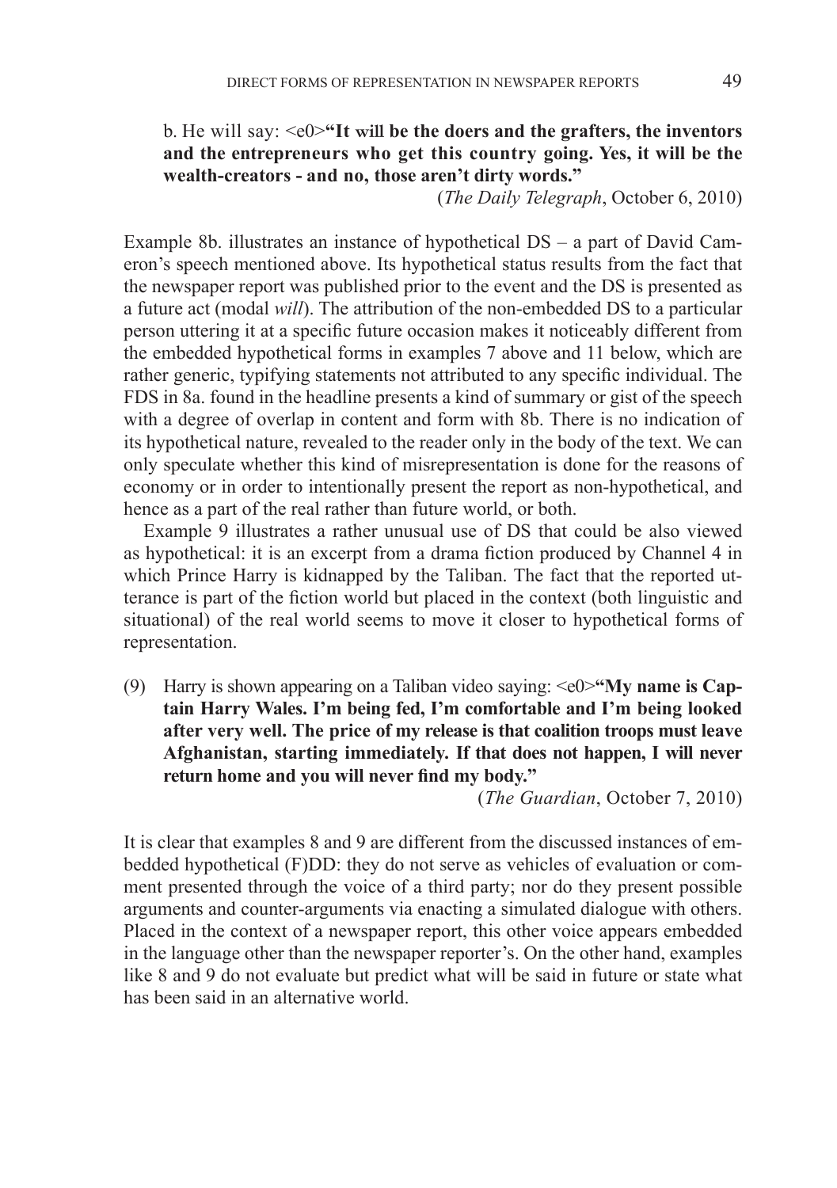b. He will say: <e0>**"It will be the doers and the grafters, the inventors and the entrepreneurs who get this country going. Yes, it will be the wealth-creators - and no, those aren't dirty words."**

(*The Daily Telegraph*, October 6, 2010)

Example 8b. illustrates an instance of hypothetical DS – a part of David Cameron's speech mentioned above. Its hypothetical status results from the fact that the newspaper report was published prior to the event and the DS is presented as a future act (modal *will*). The attribution of the non-embedded DS to a particular person uttering it at a specific future occasion makes it noticeably different from the embedded hypothetical forms in examples 7 above and 11 below, which are rather generic, typifying statements not attributed to any specific individual. The FDS in 8a. found in the headline presents a kind of summary or gist of the speech with a degree of overlap in content and form with 8b. There is no indication of its hypothetical nature, revealed to the reader only in the body of the text. We can only speculate whether this kind of misrepresentation is done for the reasons of economy or in order to intentionally present the report as non-hypothetical, and hence as a part of the real rather than future world, or both.

Example 9 illustrates a rather unusual use of DS that could be also viewed as hypothetical: it is an excerpt from a drama fiction produced by Channel 4 in which Prince Harry is kidnapped by the Taliban. The fact that the reported utterance is part of the fiction world but placed in the context (both linguistic and situational) of the real world seems to move it closer to hypothetical forms of representation.

(9) Harry is shown appearing on a Taliban video saying: <e0>**"My name is Captain Harry Wales. I'm being fed, I'm comfortable and I'm being looked after very well. The price of my release is that coalition troops must leave Afghanistan, starting immediately. If that does not happen, I will never return home and you will never find my body."**

(*The Guardian*, October 7, 2010)

It is clear that examples 8 and 9 are different from the discussed instances of embedded hypothetical (F)DD: they do not serve as vehicles of evaluation or comment presented through the voice of a third party; nor do they present possible arguments and counter-arguments via enacting a simulated dialogue with others. Placed in the context of a newspaper report, this other voice appears embedded in the language other than the newspaper reporter's. On the other hand, examples like 8 and 9 do not evaluate but predict what will be said in future or state what has been said in an alternative world.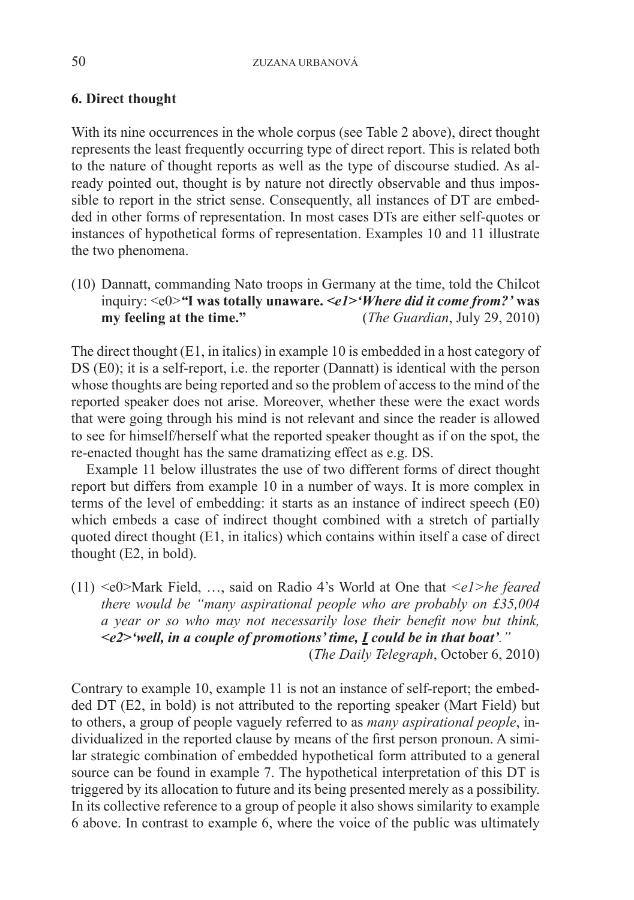### 6. Direct thought

With its nine occurrences in the whole corpus (see Table 2 above), direct thought represents the least frequently occurring type of direct report. This is related both to the nature of thought reports as well as the type of discourse studied. As already pointed out, thought is by nature not directly observable and thus impossible to report in the strict sense. Consequently, all instances of DT are embedded in other forms of representation. In most cases DTs are either self-quotes or instances of hypothetical forms of representation. Examples 10 and 11 illustrate the two phenomena.

(10) Dannatt, commanding Nato troops in Germany at the time, told the Chilcot inquiry: <e0>**"I was totally unaware.** ***<e1>'Where did it come from?'*** **was my feeling at the time."** (*The Guardian*, July 29, 2010)

The direct thought (E1, in italics) in example 10 is embedded in a host category of DS (E0); it is a self-report, i.e. the reporter (Dannatt) is identical with the person whose thoughts are being reported and so the problem of access to the mind of the reported speaker does not arise. Moreover, whether these were the exact words that were going through his mind is not relevant and since the reader is allowed to see for himself/herself what the reported speaker thought as if on the spot, the re-enacted thought has the same dramatizing effect as e.g. DS.

Example 11 below illustrates the use of two different forms of direct thought report but differs from example 10 in a number of ways. It is more complex in terms of the level of embedding: it starts as an instance of indirect speech (E0) which embeds a case of indirect thought combined with a stretch of partially quoted direct thought (E1, in italics) which contains within itself a case of direct thought (E2, in bold).

(11) <e0>Mark Field, …, said on Radio 4's World at One that *<e1>he feared there would be "many aspirational people who are probably on £35,004 a year or so who may not necessarily lose their benefit now but think,* ***<e2>'well, in a couple of promotions' time, I could be in that boat'****."* (*The Daily Telegraph*, October 6, 2010)

Contrary to example 10, example 11 is not an instance of self-report; the embedded DT (E2, in bold) is not attributed to the reporting speaker (Mart Field) but to others, a group of people vaguely referred to as *many aspirational people*, individualized in the reported clause by means of the first person pronoun. A similar strategic combination of embedded hypothetical form attributed to a general source can be found in example 7. The hypothetical interpretation of this DT is triggered by its allocation to future and its being presented merely as a possibility. In its collective reference to a group of people it also shows similarity to example 6 above. In contrast to example 6, where the voice of the public was ultimately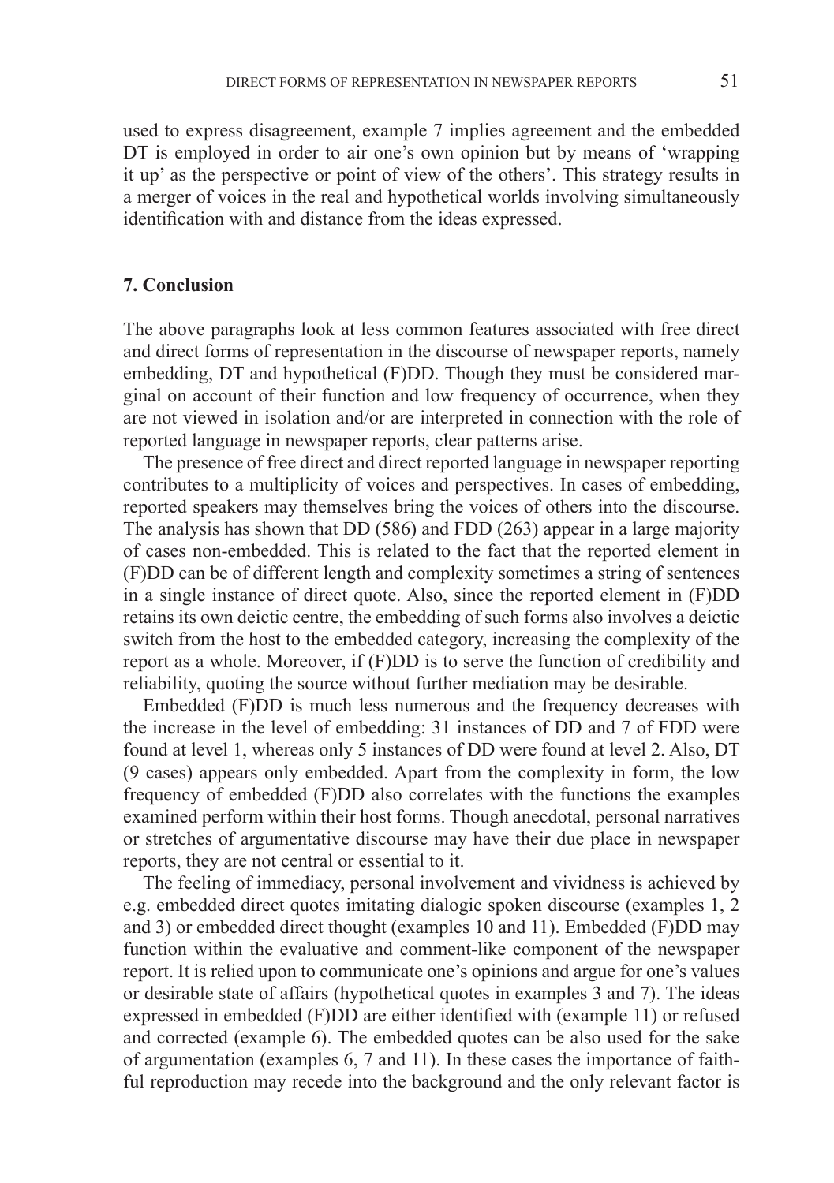used to express disagreement, example 7 implies agreement and the embedded DT is employed in order to air one's own opinion but by means of 'wrapping it up' as the perspective or point of view of the others'. This strategy results in a merger of voices in the real and hypothetical worlds involving simultaneously identification with and distance from the ideas expressed.

## 7. Conclusion

The above paragraphs look at less common features associated with free direct and direct forms of representation in the discourse of newspaper reports, namely embedding, DT and hypothetical (F)DD. Though they must be considered marginal on account of their function and low frequency of occurrence, when they are not viewed in isolation and/or are interpreted in connection with the role of reported language in newspaper reports, clear patterns arise.

The presence of free direct and direct reported language in newspaper reporting contributes to a multiplicity of voices and perspectives. In cases of embedding, reported speakers may themselves bring the voices of others into the discourse. The analysis has shown that DD (586) and FDD (263) appear in a large majority of cases non-embedded. This is related to the fact that the reported element in (F)DD can be of different length and complexity sometimes a string of sentences in a single instance of direct quote. Also, since the reported element in (F)DD retains its own deictic centre, the embedding of such forms also involves a deictic switch from the host to the embedded category, increasing the complexity of the report as a whole. Moreover, if (F)DD is to serve the function of credibility and reliability, quoting the source without further mediation may be desirable.

Embedded (F)DD is much less numerous and the frequency decreases with the increase in the level of embedding: 31 instances of DD and 7 of FDD were found at level 1, whereas only 5 instances of DD were found at level 2. Also, DT (9 cases) appears only embedded. Apart from the complexity in form, the low frequency of embedded (F)DD also correlates with the functions the examples examined perform within their host forms. Though anecdotal, personal narratives or stretches of argumentative discourse may have their due place in newspaper reports, they are not central or essential to it.

The feeling of immediacy, personal involvement and vividness is achieved by e.g. embedded direct quotes imitating dialogic spoken discourse (examples 1, 2 and 3) or embedded direct thought (examples 10 and 11). Embedded (F)DD may function within the evaluative and comment-like component of the newspaper report. It is relied upon to communicate one's opinions and argue for one's values or desirable state of affairs (hypothetical quotes in examples 3 and 7). The ideas expressed in embedded (F)DD are either identified with (example 11) or refused and corrected (example 6). The embedded quotes can be also used for the sake of argumentation (examples 6, 7 and 11). In these cases the importance of faithful reproduction may recede into the background and the only relevant factor is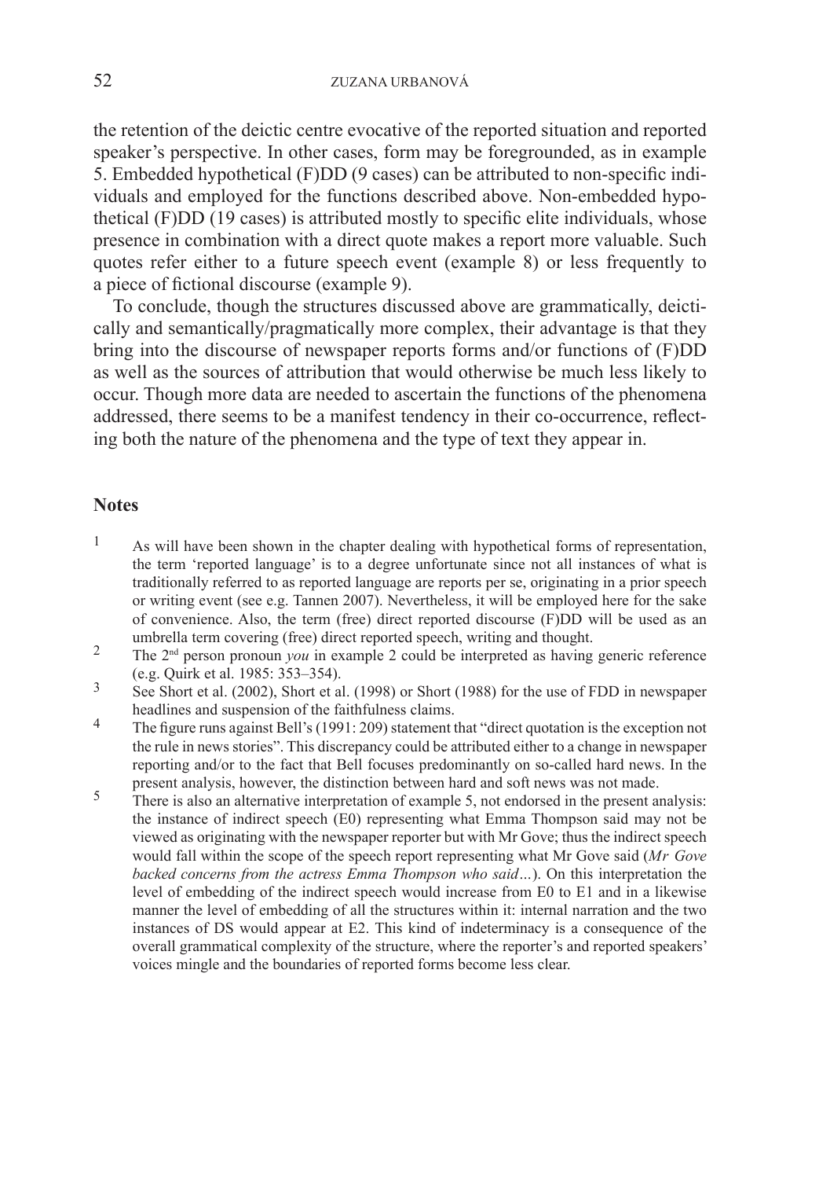the retention of the deictic centre evocative of the reported situation and reported speaker's perspective. In other cases, form may be foregrounded, as in example 5. Embedded hypothetical (F)DD (9 cases) can be attributed to non-specific individuals and employed for the functions described above. Non-embedded hypothetical (F)DD (19 cases) is attributed mostly to specific elite individuals, whose presence in combination with a direct quote makes a report more valuable. Such quotes refer either to a future speech event (example 8) or less frequently to a piece of fictional discourse (example 9).

To conclude, though the structures discussed above are grammatically, deictically and semantically/pragmatically more complex, their advantage is that they bring into the discourse of newspaper reports forms and/or functions of (F)DD as well as the sources of attribution that would otherwise be much less likely to occur. Though more data are needed to ascertain the functions of the phenomena addressed, there seems to be a manifest tendency in their co-occurrence, reflecting both the nature of the phenomena and the type of text they appear in.

## Notes

1. As will have been shown in the chapter dealing with hypothetical forms of representation, the term 'reported language' is to a degree unfortunate since not all instances of what is traditionally referred to as reported language are reports per se, originating in a prior speech or writing event (see e.g. Tannen 2007). Nevertheless, it will be employed here for the sake of convenience. Also, the term (free) direct reported discourse (F)DD will be used as an umbrella term covering (free) direct reported speech, writing and thought.
2. The 2nd person pronoun *you* in example 2 could be interpreted as having generic reference (e.g. Quirk et al. 1985: 353–354).
3. See Short et al. (2002), Short et al. (1998) or Short (1988) for the use of FDD in newspaper headlines and suspension of the faithfulness claims.
4. The figure runs against Bell's (1991: 209) statement that "direct quotation is the exception not the rule in news stories". This discrepancy could be attributed either to a change in newspaper reporting and/or to the fact that Bell focuses predominantly on so-called hard news. In the present analysis, however, the distinction between hard and soft news was not made.
5. There is also an alternative interpretation of example 5, not endorsed in the present analysis: the instance of indirect speech (E0) representing what Emma Thompson said may not be viewed as originating with the newspaper reporter but with Mr Gove; thus the indirect speech would fall within the scope of the speech report representing what Mr Gove said (*Mr Gove backed concerns from the actress Emma Thompson who said…*). On this interpretation the level of embedding of the indirect speech would increase from E0 to E1 and in a likewise manner the level of embedding of all the structures within it: internal narration and the two instances of DS would appear at E2. This kind of indeterminacy is a consequence of the overall grammatical complexity of the structure, where the reporter's and reported speakers' voices mingle and the boundaries of reported forms become less clear.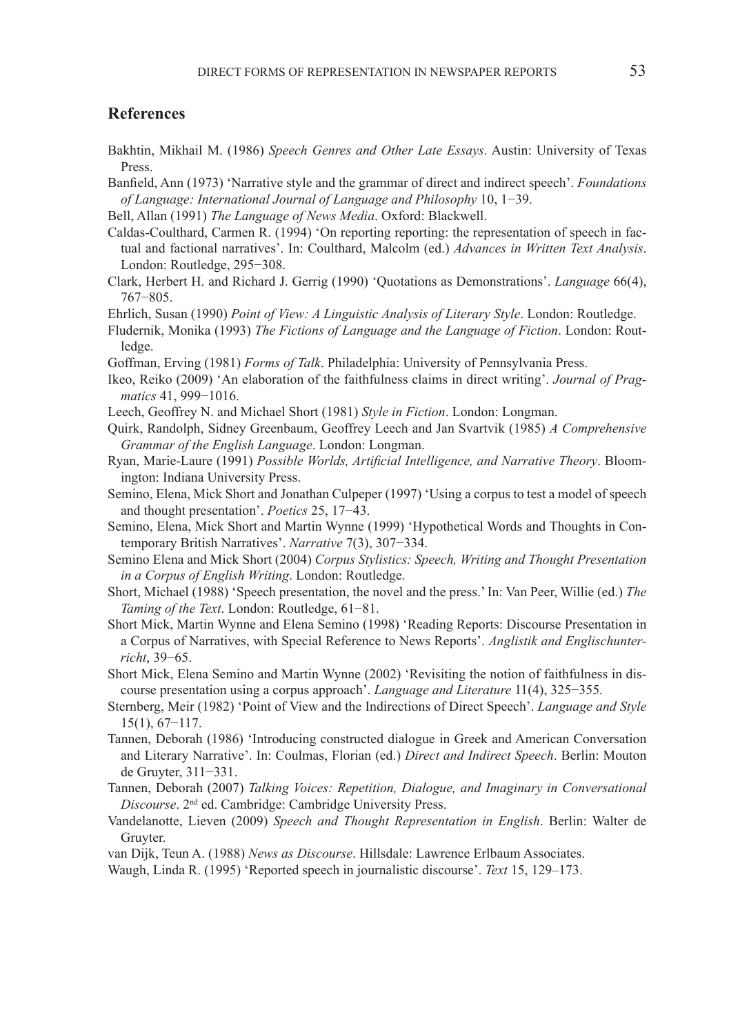## References

Bakhtin, Mikhail M. (1986) *Speech Genres and Other Late Essays*. Austin: University of Texas Press.

Banfield, Ann (1973) 'Narrative style and the grammar of direct and indirect speech'. *Foundations of Language: International Journal of Language and Philosophy* 10, 1−39.

Bell, Allan (1991) *The Language of News Media*. Oxford: Blackwell.

Caldas-Coulthard, Carmen R. (1994) 'On reporting reporting: the representation of speech in factual and factional narratives'. In: Coulthard, Malcolm (ed.) *Advances in Written Text Analysis*. London: Routledge, 295−308.

Clark, Herbert H. and Richard J. Gerrig (1990) 'Quotations as Demonstrations'. *Language* 66(4), 767−805.

Ehrlich, Susan (1990) *Point of View: A Linguistic Analysis of Literary Style*. London: Routledge.

Fludernik, Monika (1993) *The Fictions of Language and the Language of Fiction*. London: Routledge.

Goffman, Erving (1981) *Forms of Talk*. Philadelphia: University of Pennsylvania Press.

Ikeo, Reiko (2009) 'An elaboration of the faithfulness claims in direct writing'. *Journal of Pragmatics* 41, 999−1016.

Leech, Geoffrey N. and Michael Short (1981) *Style in Fiction*. London: Longman.

Quirk, Randolph, Sidney Greenbaum, Geoffrey Leech and Jan Svartvik (1985) *A Comprehensive Grammar of the English Language*. London: Longman.

Ryan, Marie-Laure (1991) *Possible Worlds, Artificial Intelligence, and Narrative Theory*. Bloomington: Indiana University Press.

Semino, Elena, Mick Short and Jonathan Culpeper (1997) 'Using a corpus to test a model of speech and thought presentation'. *Poetics* 25, 17−43.

Semino, Elena, Mick Short and Martin Wynne (1999) 'Hypothetical Words and Thoughts in Contemporary British Narratives'. *Narrative* 7(3), 307−334.

Semino Elena and Mick Short (2004) *Corpus Stylistics: Speech, Writing and Thought Presentation in a Corpus of English Writing*. London: Routledge.

Short, Michael (1988) 'Speech presentation, the novel and the press.' In: Van Peer, Willie (ed.) *The Taming of the Text*. London: Routledge, 61−81.

Short Mick, Martin Wynne and Elena Semino (1998) 'Reading Reports: Discourse Presentation in a Corpus of Narratives, with Special Reference to News Reports'. *Anglistik and Englischunterricht*, 39−65.

Short Mick, Elena Semino and Martin Wynne (2002) 'Revisiting the notion of faithfulness in discourse presentation using a corpus approach'. *Language and Literature* 11(4), 325−355.

Sternberg, Meir (1982) 'Point of View and the Indirections of Direct Speech'. *Language and Style* 15(1), 67−117.

Tannen, Deborah (1986) 'Introducing constructed dialogue in Greek and American Conversation and Literary Narrative'. In: Coulmas, Florian (ed.) *Direct and Indirect Speech*. Berlin: Mouton de Gruyter, 311−331.

Tannen, Deborah (2007) *Talking Voices: Repetition, Dialogue, and Imaginary in Conversational Discourse*. 2nd ed. Cambridge: Cambridge University Press.

Vandelanotte, Lieven (2009) *Speech and Thought Representation in English*. Berlin: Walter de Gruyter.

van Dijk, Teun A. (1988) *News as Discourse*. Hillsdale: Lawrence Erlbaum Associates.

Waugh, Linda R. (1995) 'Reported speech in journalistic discourse'. *Text* 15, 129–173.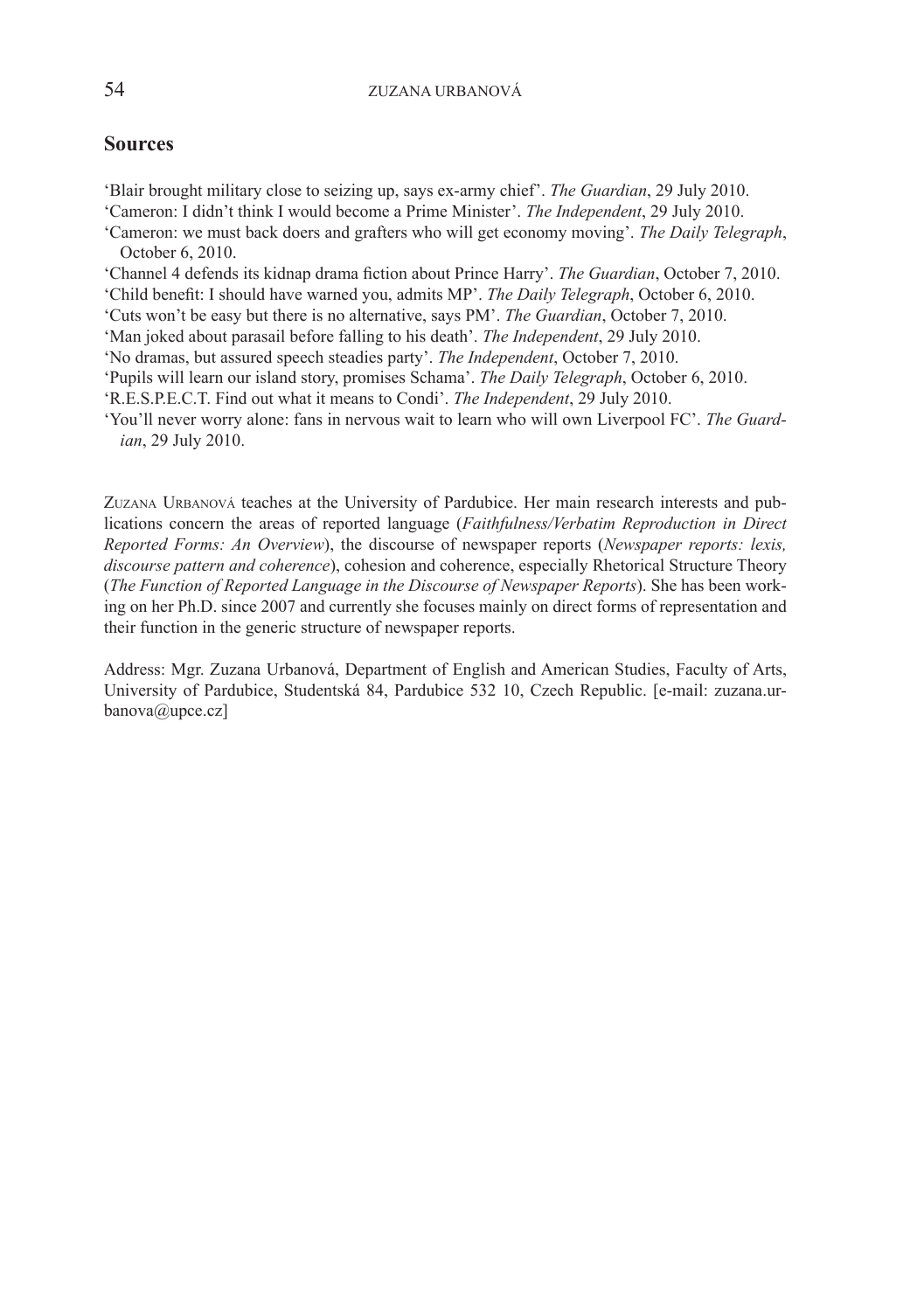## Sources

'Blair brought military close to seizing up, says ex-army chief'. *The Guardian*, 29 July 2010.
'Cameron: I didn't think I would become a Prime Minister'. *The Independent*, 29 July 2010.
'Cameron: we must back doers and grafters who will get economy moving'. *The Daily Telegraph*, October 6, 2010.
'Channel 4 defends its kidnap drama fiction about Prince Harry'. *The Guardian*, October 7, 2010.
'Child benefit: I should have warned you, admits MP'. *The Daily Telegraph*, October 6, 2010.
'Cuts won't be easy but there is no alternative, says PM'. *The Guardian*, October 7, 2010.
'Man joked about parasail before falling to his death'. *The Independent*, 29 July 2010.
'No dramas, but assured speech steadies party'. *The Independent*, October 7, 2010.
'Pupils will learn our island story, promises Schama'. *The Daily Telegraph*, October 6, 2010.
'R.E.S.P.E.C.T. Find out what it means to Condi'. *The Independent*, 29 July 2010.
'You'll never worry alone: fans in nervous wait to learn who will own Liverpool FC'. *The Guardian*, 29 July 2010.

Zuzana Urbanová teaches at the University of Pardubice. Her main research interests and publications concern the areas of reported language (*Faithfulness/Verbatim Reproduction in Direct Reported Forms: An Overview*), the discourse of newspaper reports (*Newspaper reports: lexis, discourse pattern and coherence*), cohesion and coherence, especially Rhetorical Structure Theory (*The Function of Reported Language in the Discourse of Newspaper Reports*). She has been working on her Ph.D. since 2007 and currently she focuses mainly on direct forms of representation and their function in the generic structure of newspaper reports.

Address: Mgr. Zuzana Urbanová, Department of English and American Studies, Faculty of Arts, University of Pardubice, Studentská 84, Pardubice 532 10, Czech Republic. [e-mail: zuzana.urbanova@upce.cz]